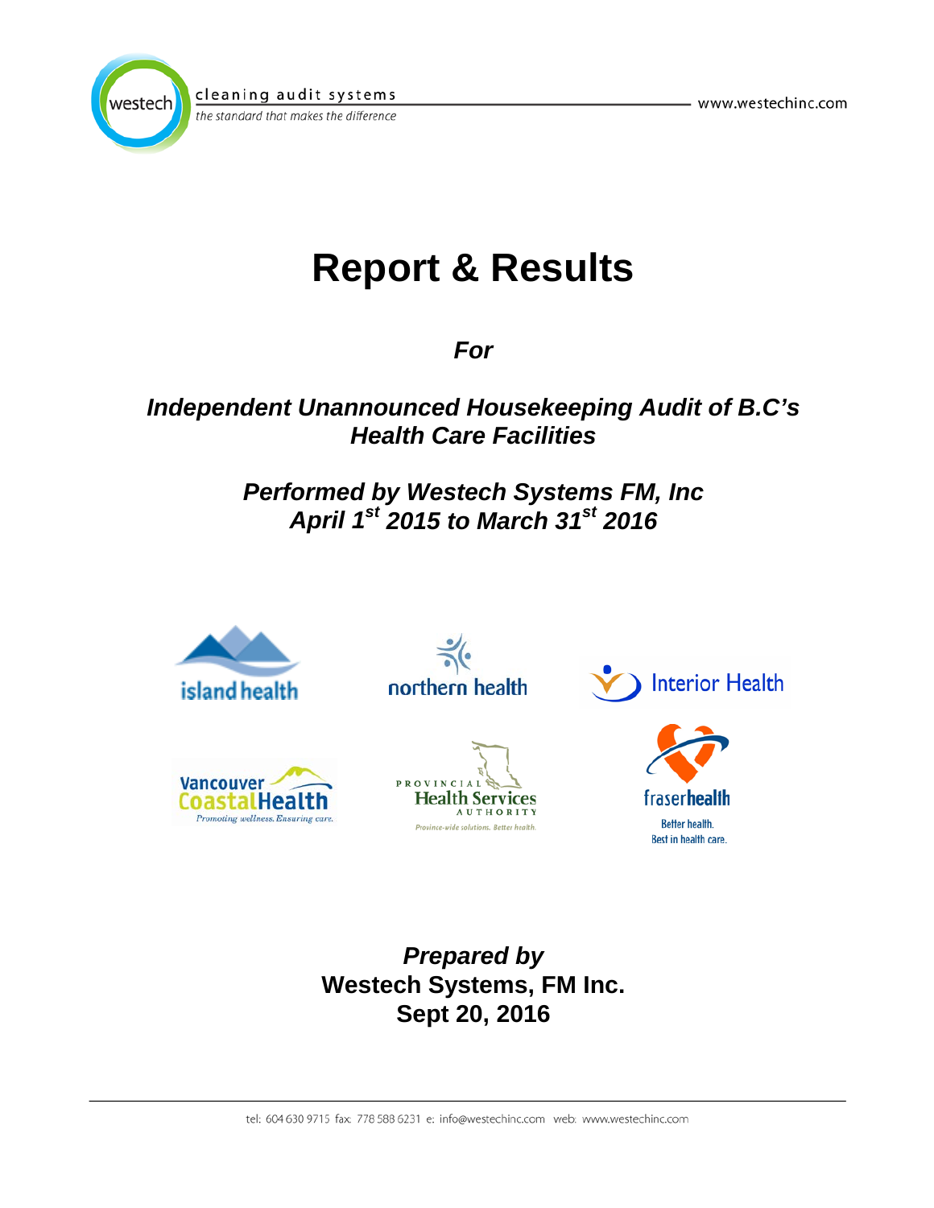westech cleaning audit systems
*the standard that makes the difference*

www.westechinc.com

# Report & Results

***For***

***Independent Unannounced Housekeeping Audit of B.C's Health Care Facilities***

***Performed by Westech Systems FM, Inc***
***April 1st 2015 to March 31st 2016***

island health

northern health

Interior Health

Vancouver Coastal Health
*Promoting wellness. Ensuring care.*

Provincial Health Services Authority
*Province-wide solutions. Better health.*

fraserhealth
Better health.
Best in health care.

***Prepared by***
**Westech Systems, FM Inc.**
**Sept 20, 2016**

tel: 604 630 9715 fax: 778 588 6231 e: info@westechinc.com web: www.westechinc.com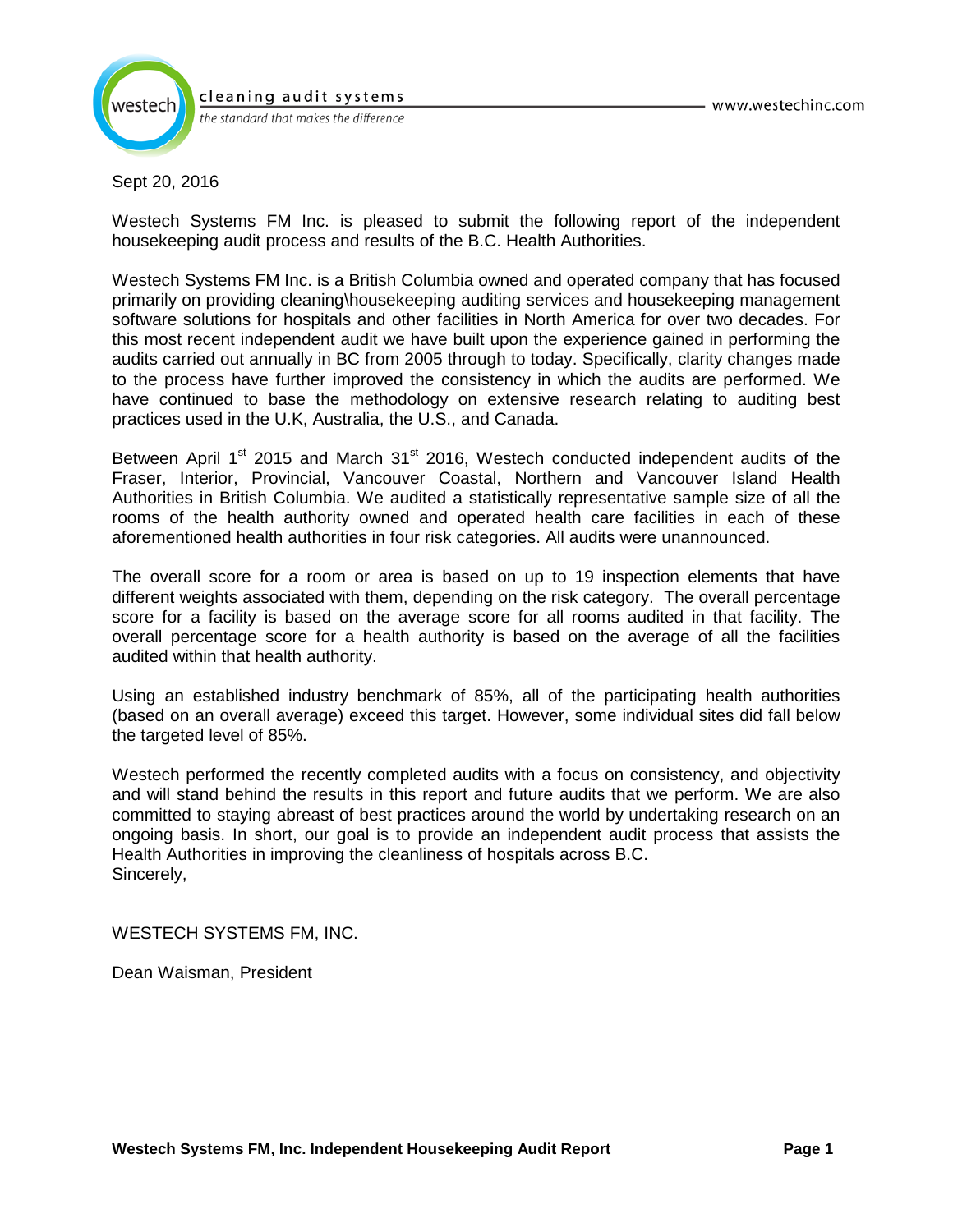Sept 20, 2016

Westech Systems FM Inc. is pleased to submit the following report of the independent housekeeping audit process and results of the B.C. Health Authorities.

Westech Systems FM Inc. is a British Columbia owned and operated company that has focused primarily on providing cleaning\housekeeping auditing services and housekeeping management software solutions for hospitals and other facilities in North America for over two decades. For this most recent independent audit we have built upon the experience gained in performing the audits carried out annually in BC from 2005 through to today. Specifically, clarity changes made to the process have further improved the consistency in which the audits are performed. We have continued to base the methodology on extensive research relating to auditing best practices used in the U.K, Australia, the U.S., and Canada.

Between April 1st 2015 and March 31st 2016, Westech conducted independent audits of the Fraser, Interior, Provincial, Vancouver Coastal, Northern and Vancouver Island Health Authorities in British Columbia. We audited a statistically representative sample size of all the rooms of the health authority owned and operated health care facilities in each of these aforementioned health authorities in four risk categories. All audits were unannounced.

The overall score for a room or area is based on up to 19 inspection elements that have different weights associated with them, depending on the risk category. The overall percentage score for a facility is based on the average score for all rooms audited in that facility. The overall percentage score for a health authority is based on the average of all the facilities audited within that health authority.

Using an established industry benchmark of 85%, all of the participating health authorities (based on an overall average) exceed this target. However, some individual sites did fall below the targeted level of 85%.

Westech performed the recently completed audits with a focus on consistency, and objectivity and will stand behind the results in this report and future audits that we perform. We are also committed to staying abreast of best practices around the world by undertaking research on an ongoing basis. In short, our goal is to provide an independent audit process that assists the Health Authorities in improving the cleanliness of hospitals across B.C.
Sincerely,

WESTECH SYSTEMS FM, INC.

Dean Waisman, President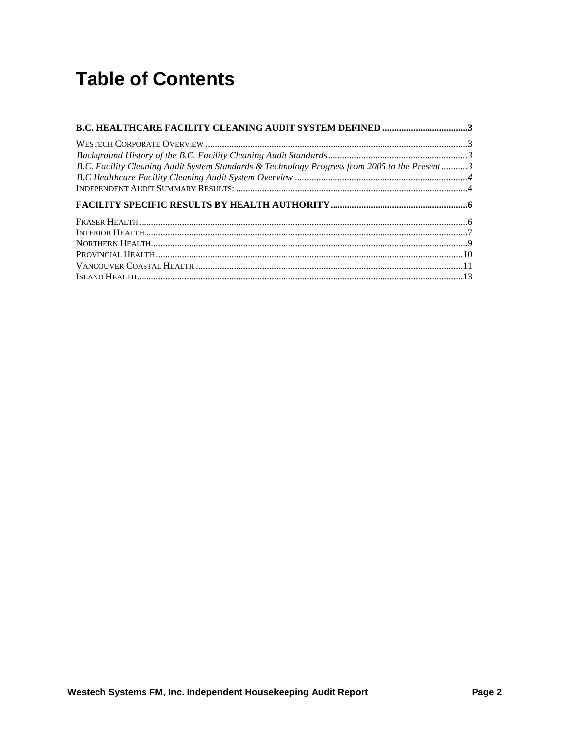# Table of Contents

**B.C. HEALTHCARE FACILITY CLEANING AUDIT SYSTEM DEFINED .................................... 3**

WESTECH CORPORATE OVERVIEW ............................................................................................................. 3

*Background History of the B.C. Facility Cleaning Audit Standards........................................................... 3*

*B.C. Facility Cleaning Audit System Standards & Technology Progress from 2005 to the Present........... 3*

*B.C Healthcare Facility Cleaning Audit System Overview ......................................................................... 4*

INDEPENDENT AUDIT SUMMARY RESULTS: ................................................................................................. 4

**FACILITY SPECIFIC RESULTS BY HEALTH AUTHORITY .......................................................... 6**

FRASER HEALTH .......................................................................................................................................... 6

INTERIOR HEALTH ....................................................................................................................................... 7

NORTHERN HEALTH..................................................................................................................................... 9

PROVINCIAL HEALTH ................................................................................................................................. 10

VANCOUVER COASTAL HEALTH ................................................................................................................ 11

ISLAND HEALTH......................................................................................................................................... 13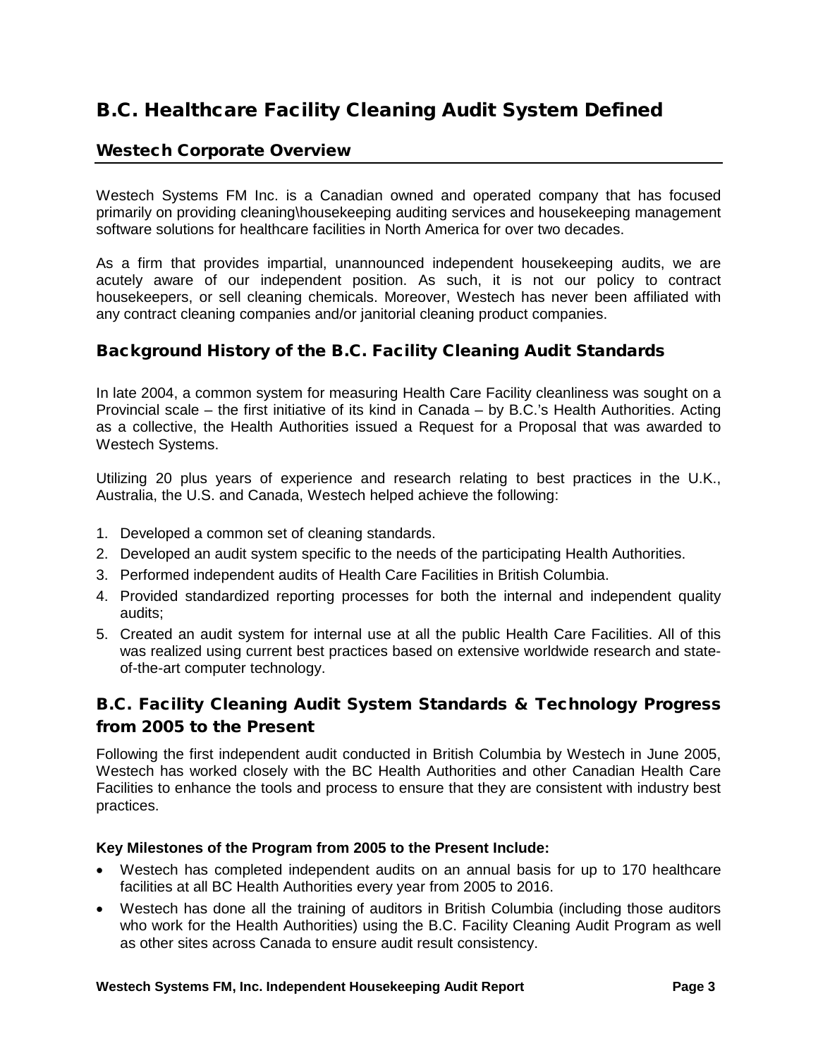# B.C. Healthcare Facility Cleaning Audit System Defined

## Westech Corporate Overview

Westech Systems FM Inc. is a Canadian owned and operated company that has focused primarily on providing cleaning\housekeeping auditing services and housekeeping management software solutions for healthcare facilities in North America for over two decades.

As a firm that provides impartial, unannounced independent housekeeping audits, we are acutely aware of our independent position. As such, it is not our policy to contract housekeepers, or sell cleaning chemicals. Moreover, Westech has never been affiliated with any contract cleaning companies and/or janitorial cleaning product companies.

## Background History of the B.C. Facility Cleaning Audit Standards

In late 2004, a common system for measuring Health Care Facility cleanliness was sought on a Provincial scale – the first initiative of its kind in Canada – by B.C.'s Health Authorities. Acting as a collective, the Health Authorities issued a Request for a Proposal that was awarded to Westech Systems.

Utilizing 20 plus years of experience and research relating to best practices in the U.K., Australia, the U.S. and Canada, Westech helped achieve the following:

1. Developed a common set of cleaning standards.
2. Developed an audit system specific to the needs of the participating Health Authorities.
3. Performed independent audits of Health Care Facilities in British Columbia.
4. Provided standardized reporting processes for both the internal and independent quality audits;
5. Created an audit system for internal use at all the public Health Care Facilities. All of this was realized using current best practices based on extensive worldwide research and state-of-the-art computer technology.

## B.C. Facility Cleaning Audit System Standards & Technology Progress from 2005 to the Present

Following the first independent audit conducted in British Columbia by Westech in June 2005, Westech has worked closely with the BC Health Authorities and other Canadian Health Care Facilities to enhance the tools and process to ensure that they are consistent with industry best practices.

**Key Milestones of the Program from 2005 to the Present Include:**

- Westech has completed independent audits on an annual basis for up to 170 healthcare facilities at all BC Health Authorities every year from 2005 to 2016.
- Westech has done all the training of auditors in British Columbia (including those auditors who work for the Health Authorities) using the B.C. Facility Cleaning Audit Program as well as other sites across Canada to ensure audit result consistency.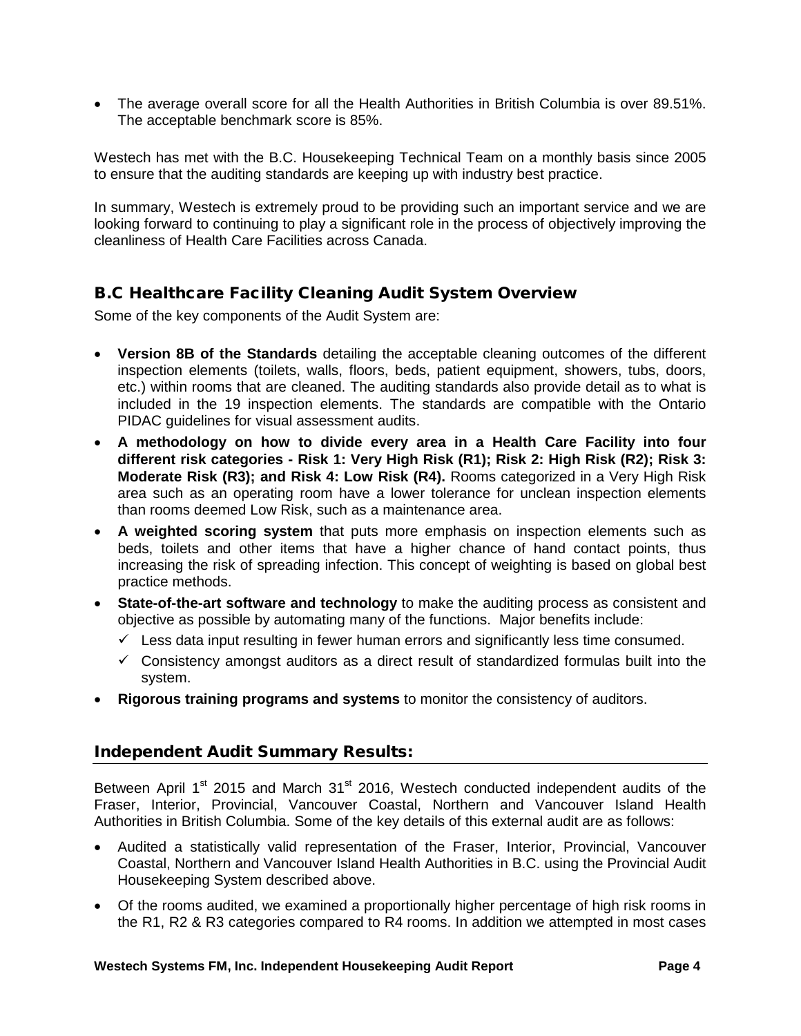- The average overall score for all the Health Authorities in British Columbia is over 89.51%. The acceptable benchmark score is 85%.

Westech has met with the B.C. Housekeeping Technical Team on a monthly basis since 2005 to ensure that the auditing standards are keeping up with industry best practice.

In summary, Westech is extremely proud to be providing such an important service and we are looking forward to continuing to play a significant role in the process of objectively improving the cleanliness of Health Care Facilities across Canada.

## B.C Healthcare Facility Cleaning Audit System Overview

Some of the key components of the Audit System are:

- **Version 8B of the Standards** detailing the acceptable cleaning outcomes of the different inspection elements (toilets, walls, floors, beds, patient equipment, showers, tubs, doors, etc.) within rooms that are cleaned. The auditing standards also provide detail as to what is included in the 19 inspection elements. The standards are compatible with the Ontario PIDAC guidelines for visual assessment audits.
- **A methodology on how to divide every area in a Health Care Facility into four different risk categories - Risk 1: Very High Risk (R1); Risk 2: High Risk (R2); Risk 3: Moderate Risk (R3); and Risk 4: Low Risk (R4).** Rooms categorized in a Very High Risk area such as an operating room have a lower tolerance for unclean inspection elements than rooms deemed Low Risk, such as a maintenance area.
- **A weighted scoring system** that puts more emphasis on inspection elements such as beds, toilets and other items that have a higher chance of hand contact points, thus increasing the risk of spreading infection. This concept of weighting is based on global best practice methods.
- **State-of-the-art software and technology** to make the auditing process as consistent and objective as possible by automating many of the functions. Major benefits include:
  - ✓ Less data input resulting in fewer human errors and significantly less time consumed.
  - ✓ Consistency amongst auditors as a direct result of standardized formulas built into the system.
- **Rigorous training programs and systems** to monitor the consistency of auditors.

## Independent Audit Summary Results:

Between April 1st 2015 and March 31st 2016, Westech conducted independent audits of the Fraser, Interior, Provincial, Vancouver Coastal, Northern and Vancouver Island Health Authorities in British Columbia. Some of the key details of this external audit are as follows:

- Audited a statistically valid representation of the Fraser, Interior, Provincial, Vancouver Coastal, Northern and Vancouver Island Health Authorities in B.C. using the Provincial Audit Housekeeping System described above.
- Of the rooms audited, we examined a proportionally higher percentage of high risk rooms in the R1, R2 & R3 categories compared to R4 rooms. In addition we attempted in most cases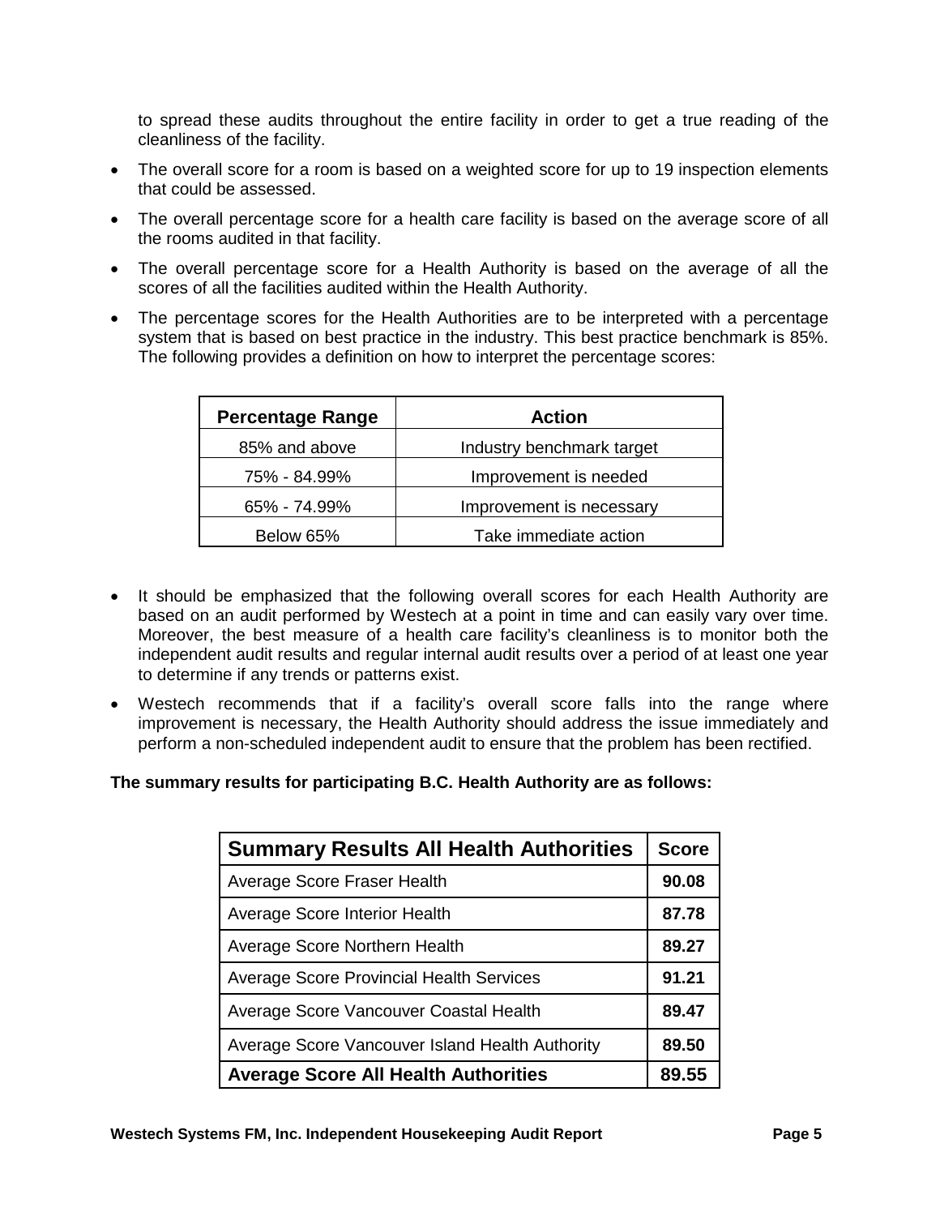to spread these audits throughout the entire facility in order to get a true reading of the cleanliness of the facility.

- The overall score for a room is based on a weighted score for up to 19 inspection elements that could be assessed.
- The overall percentage score for a health care facility is based on the average score of all the rooms audited in that facility.
- The overall percentage score for a Health Authority is based on the average of all the scores of all the facilities audited within the Health Authority.
- The percentage scores for the Health Authorities are to be interpreted with a percentage system that is based on best practice in the industry. This best practice benchmark is 85%. The following provides a definition on how to interpret the percentage scores:

| Percentage Range | Action |
|---|---|
| 85% and above | Industry benchmark target |
| 75% - 84.99% | Improvement is needed |
| 65% - 74.99% | Improvement is necessary |
| Below 65% | Take immediate action |

- It should be emphasized that the following overall scores for each Health Authority are based on an audit performed by Westech at a point in time and can easily vary over time. Moreover, the best measure of a health care facility's cleanliness is to monitor both the independent audit results and regular internal audit results over a period of at least one year to determine if any trends or patterns exist.
- Westech recommends that if a facility's overall score falls into the range where improvement is necessary, the Health Authority should address the issue immediately and perform a non-scheduled independent audit to ensure that the problem has been rectified.

**The summary results for participating B.C. Health Authority are as follows:**

| Summary Results All Health Authorities | Score |
|---|---|
| Average Score Fraser Health | **90.08** |
| Average Score Interior Health | **87.78** |
| Average Score Northern Health | **89.27** |
| Average Score Provincial Health Services | **91.21** |
| Average Score Vancouver Coastal Health | **89.47** |
| Average Score Vancouver Island Health Authority | **89.50** |
| **Average Score All Health Authorities** | **89.55** |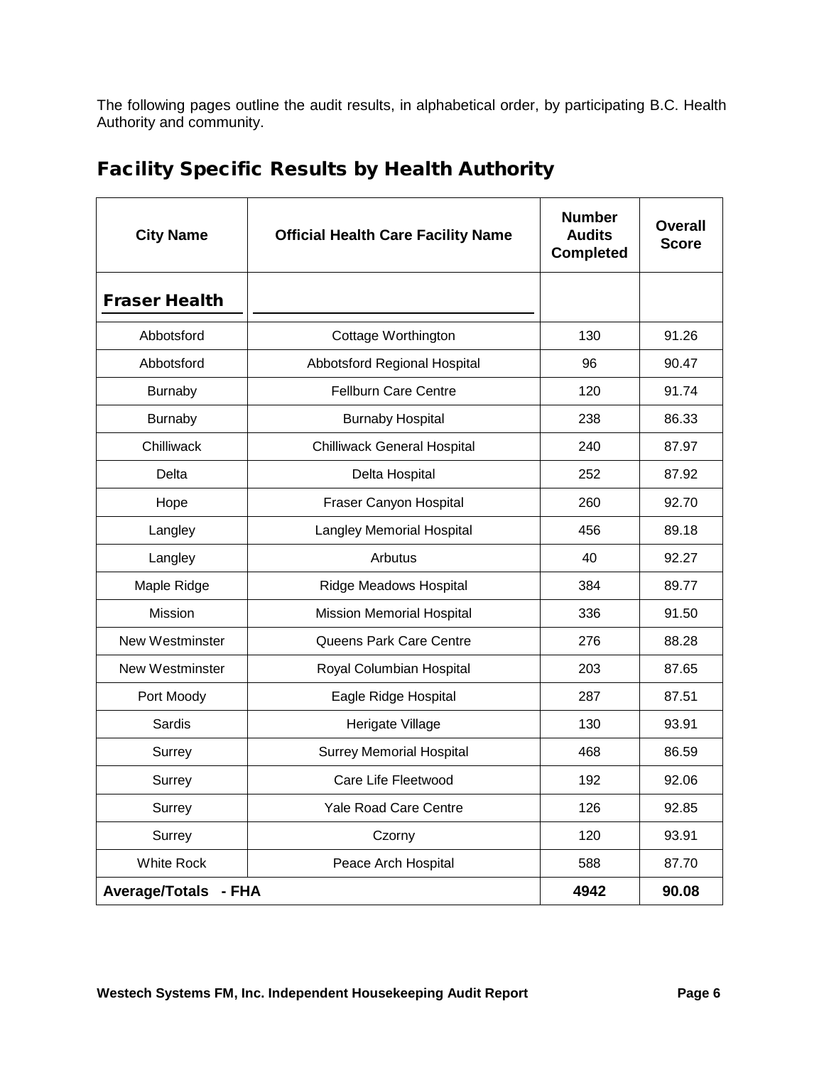The following pages outline the audit results, in alphabetical order, by participating B.C. Health Authority and community.

## Facility Specific Results by Health Authority

| City Name | Official Health Care Facility Name | Number Audits Completed | Overall Score |
|---|---|---|---|
| **Fraser Health** | | | |
| Abbotsford | Cottage Worthington | 130 | 91.26 |
| Abbotsford | Abbotsford Regional Hospital | 96 | 90.47 |
| Burnaby | Fellburn Care Centre | 120 | 91.74 |
| Burnaby | Burnaby Hospital | 238 | 86.33 |
| Chilliwack | Chilliwack General Hospital | 240 | 87.97 |
| Delta | Delta Hospital | 252 | 87.92 |
| Hope | Fraser Canyon Hospital | 260 | 92.70 |
| Langley | Langley Memorial Hospital | 456 | 89.18 |
| Langley | Arbutus | 40 | 92.27 |
| Maple Ridge | Ridge Meadows Hospital | 384 | 89.77 |
| Mission | Mission Memorial Hospital | 336 | 91.50 |
| New Westminster | Queens Park Care Centre | 276 | 88.28 |
| New Westminster | Royal Columbian Hospital | 203 | 87.65 |
| Port Moody | Eagle Ridge Hospital | 287 | 87.51 |
| Sardis | Herigate Village | 130 | 93.91 |
| Surrey | Surrey Memorial Hospital | 468 | 86.59 |
| Surrey | Care Life Fleetwood | 192 | 92.06 |
| Surrey | Yale Road Care Centre | 126 | 92.85 |
| Surrey | Czorny | 120 | 93.91 |
| White Rock | Peace Arch Hospital | 588 | 87.70 |
| **Average/Totals - FHA** | | **4942** | **90.08** |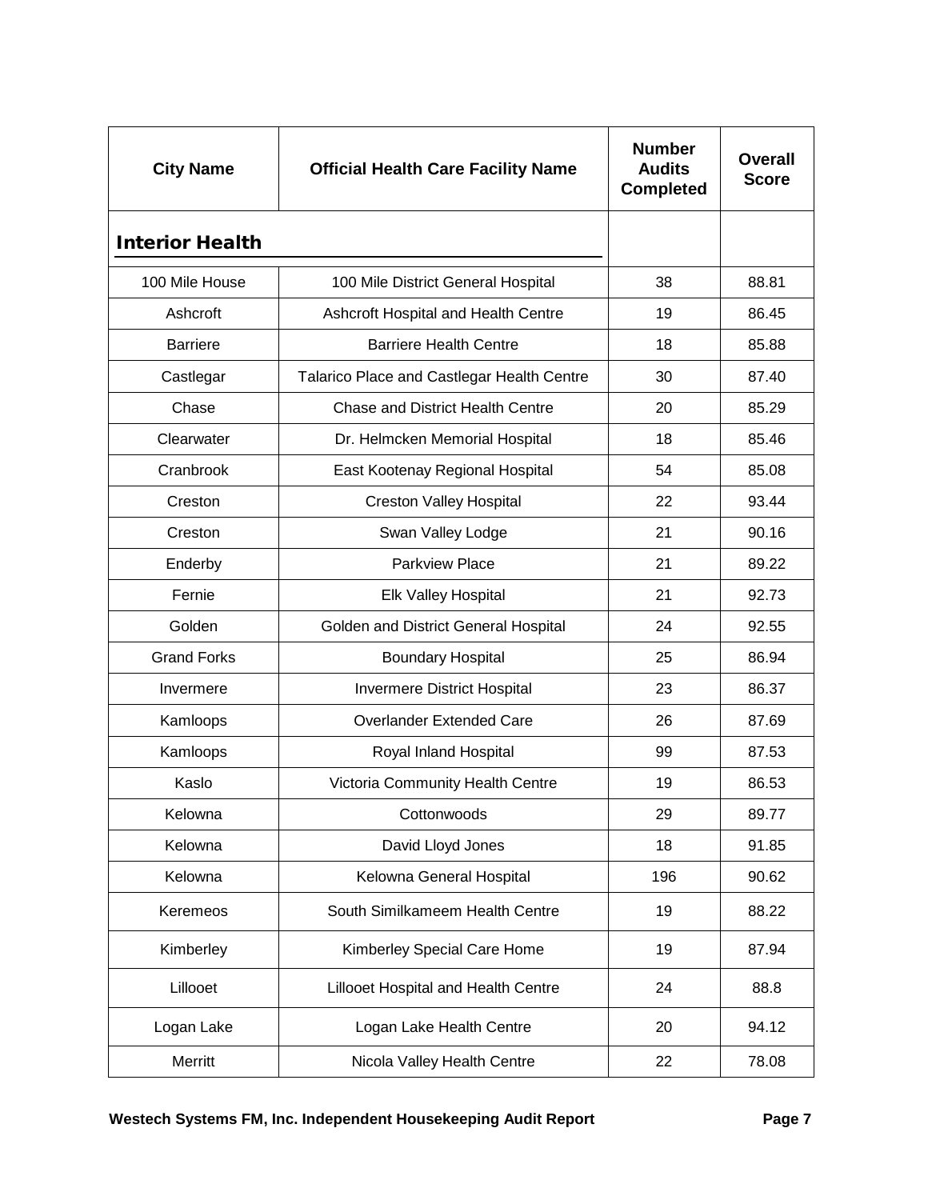| City Name | Official Health Care Facility Name | Number Audits Completed | Overall Score |
|---|---|---|---|
| **Interior Health** | | | |
| 100 Mile House | 100 Mile District General Hospital | 38 | 88.81 |
| Ashcroft | Ashcroft Hospital and Health Centre | 19 | 86.45 |
| Barriere | Barriere Health Centre | 18 | 85.88 |
| Castlegar | Talarico Place and Castlegar Health Centre | 30 | 87.40 |
| Chase | Chase and District Health Centre | 20 | 85.29 |
| Clearwater | Dr. Helmcken Memorial Hospital | 18 | 85.46 |
| Cranbrook | East Kootenay Regional Hospital | 54 | 85.08 |
| Creston | Creston Valley Hospital | 22 | 93.44 |
| Creston | Swan Valley Lodge | 21 | 90.16 |
| Enderby | Parkview Place | 21 | 89.22 |
| Fernie | Elk Valley Hospital | 21 | 92.73 |
| Golden | Golden and District General Hospital | 24 | 92.55 |
| Grand Forks | Boundary Hospital | 25 | 86.94 |
| Invermere | Invermere District Hospital | 23 | 86.37 |
| Kamloops | Overlander Extended Care | 26 | 87.69 |
| Kamloops | Royal Inland Hospital | 99 | 87.53 |
| Kaslo | Victoria Community Health Centre | 19 | 86.53 |
| Kelowna | Cottonwoods | 29 | 89.77 |
| Kelowna | David Lloyd Jones | 18 | 91.85 |
| Kelowna | Kelowna General Hospital | 196 | 90.62 |
| Keremeos | South Similkameem Health Centre | 19 | 88.22 |
| Kimberley | Kimberley Special Care Home | 19 | 87.94 |
| Lillooet | Lillooet Hospital and Health Centre | 24 | 88.8 |
| Logan Lake | Logan Lake Health Centre | 20 | 94.12 |
| Merritt | Nicola Valley Health Centre | 22 | 78.08 |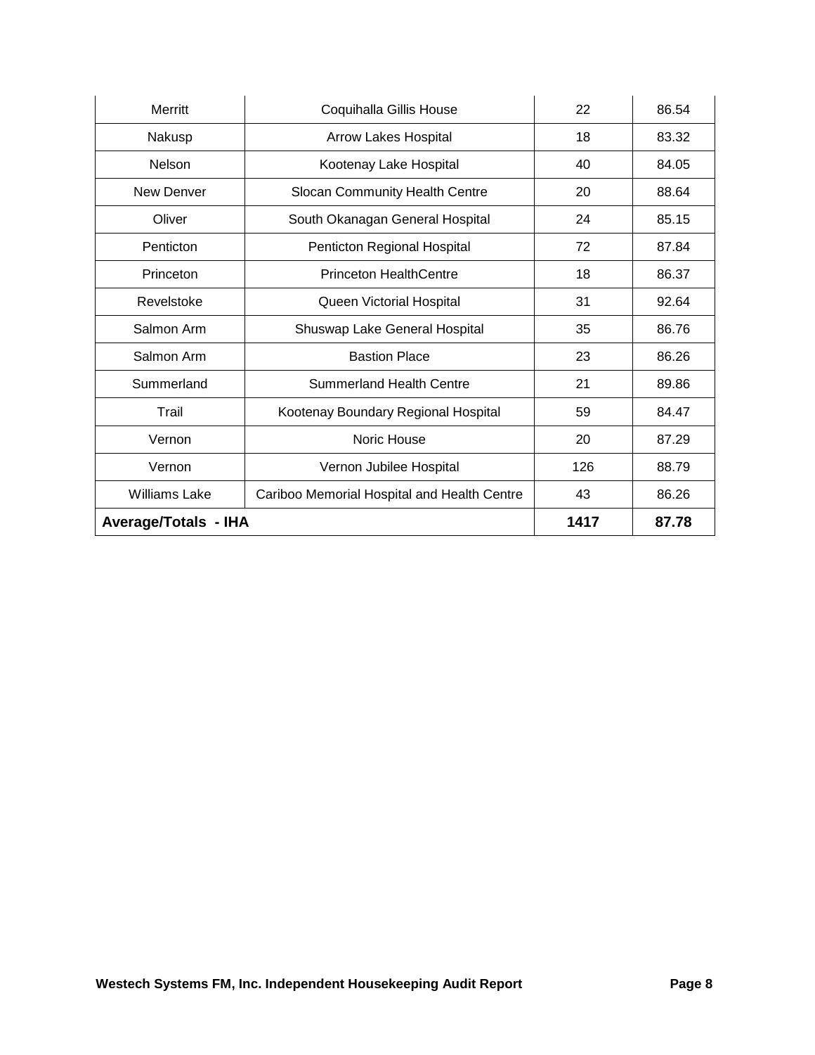| | | | |
|---|---|---|---|
| Merritt | Coquihalla Gillis House | 22 | 86.54 |
| Nakusp | Arrow Lakes Hospital | 18 | 83.32 |
| Nelson | Kootenay Lake Hospital | 40 | 84.05 |
| New Denver | Slocan Community Health Centre | 20 | 88.64 |
| Oliver | South Okanagan General Hospital | 24 | 85.15 |
| Penticton | Penticton Regional Hospital | 72 | 87.84 |
| Princeton | Princeton HealthCentre | 18 | 86.37 |
| Revelstoke | Queen Victorial Hospital | 31 | 92.64 |
| Salmon Arm | Shuswap Lake General Hospital | 35 | 86.76 |
| Salmon Arm | Bastion Place | 23 | 86.26 |
| Summerland | Summerland Health Centre | 21 | 89.86 |
| Trail | Kootenay Boundary Regional Hospital | 59 | 84.47 |
| Vernon | Noric House | 20 | 87.29 |
| Vernon | Vernon Jubilee Hospital | 126 | 88.79 |
| Williams Lake | Cariboo Memorial Hospital and Health Centre | 43 | 86.26 |
| **Average/Totals - IHA** | | **1417** | **87.78** |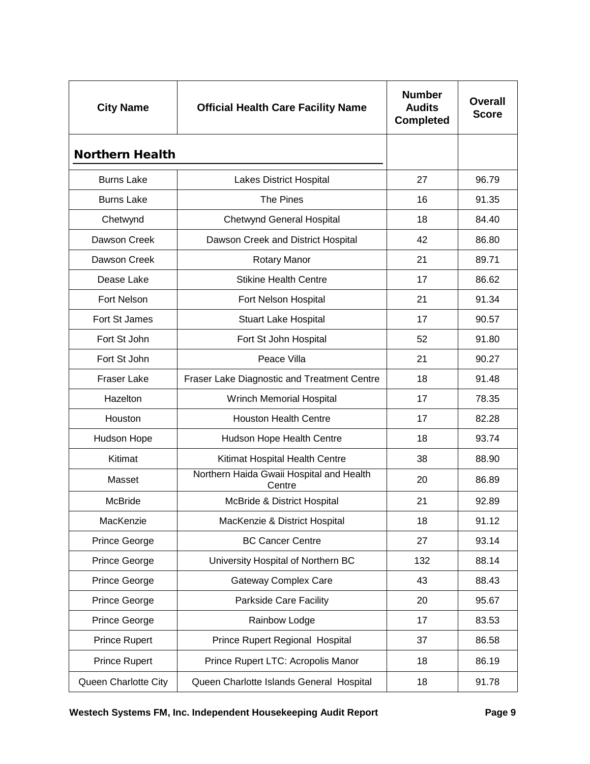| City Name | Official Health Care Facility Name | Number Audits Completed | Overall Score |
|---|---|---|---|
| **Northern Health** | | | |
| Burns Lake | Lakes District Hospital | 27 | 96.79 |
| Burns Lake | The Pines | 16 | 91.35 |
| Chetwynd | Chetwynd General Hospital | 18 | 84.40 |
| Dawson Creek | Dawson Creek and District Hospital | 42 | 86.80 |
| Dawson Creek | Rotary Manor | 21 | 89.71 |
| Dease Lake | Stikine Health Centre | 17 | 86.62 |
| Fort Nelson | Fort Nelson Hospital | 21 | 91.34 |
| Fort St James | Stuart Lake Hospital | 17 | 90.57 |
| Fort St John | Fort St John Hospital | 52 | 91.80 |
| Fort St John | Peace Villa | 21 | 90.27 |
| Fraser Lake | Fraser Lake Diagnostic and Treatment Centre | 18 | 91.48 |
| Hazelton | Wrinch Memorial Hospital | 17 | 78.35 |
| Houston | Houston Health Centre | 17 | 82.28 |
| Hudson Hope | Hudson Hope Health Centre | 18 | 93.74 |
| Kitimat | Kitimat Hospital Health Centre | 38 | 88.90 |
| Masset | Northern Haida Gwaii Hospital and Health Centre | 20 | 86.89 |
| McBride | McBride & District Hospital | 21 | 92.89 |
| MacKenzie | MacKenzie & District Hospital | 18 | 91.12 |
| Prince George | BC Cancer Centre | 27 | 93.14 |
| Prince George | University Hospital of Northern BC | 132 | 88.14 |
| Prince George | Gateway Complex Care | 43 | 88.43 |
| Prince George | Parkside Care Facility | 20 | 95.67 |
| Prince George | Rainbow Lodge | 17 | 83.53 |
| Prince Rupert | Prince Rupert Regional Hospital | 37 | 86.58 |
| Prince Rupert | Prince Rupert LTC: Acropolis Manor | 18 | 86.19 |
| Queen Charlotte City | Queen Charlotte Islands General Hospital | 18 | 91.78 |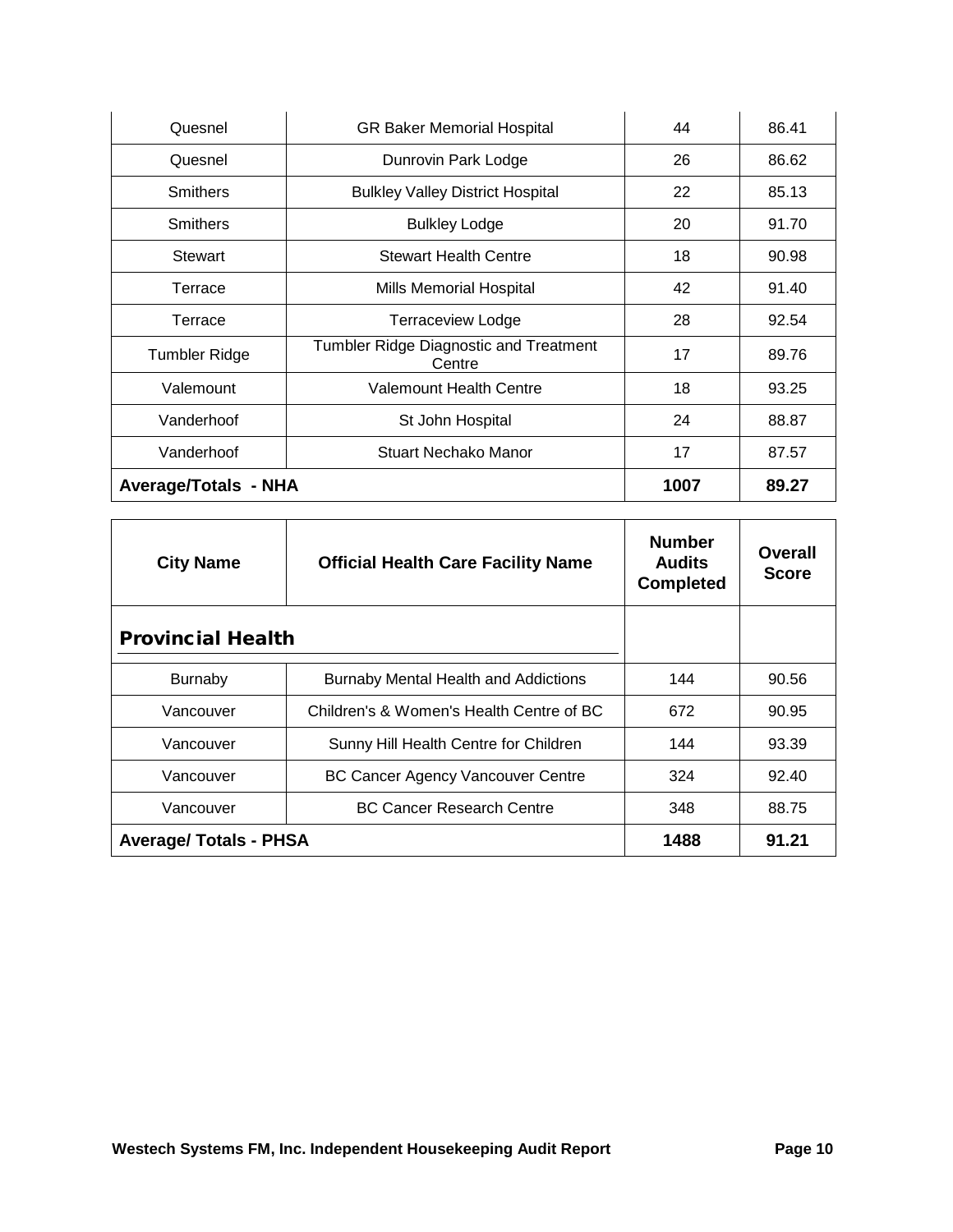| Quesnel | GR Baker Memorial Hospital | 44 | 86.41 |
|---|---|---|---|
| Quesnel | Dunrovin Park Lodge | 26 | 86.62 |
| Smithers | Bulkley Valley District Hospital | 22 | 85.13 |
| Smithers | Bulkley Lodge | 20 | 91.70 |
| Stewart | Stewart Health Centre | 18 | 90.98 |
| Terrace | Mills Memorial Hospital | 42 | 91.40 |
| Terrace | Terraceview Lodge | 28 | 92.54 |
| Tumbler Ridge | Tumbler Ridge Diagnostic and Treatment Centre | 17 | 89.76 |
| Valemount | Valemount Health Centre | 18 | 93.25 |
| Vanderhoof | St John Hospital | 24 | 88.87 |
| Vanderhoof | Stuart Nechako Manor | 17 | 87.57 |
| **Average/Totals - NHA** | | **1007** | **89.27** |

| City Name | Official Health Care Facility Name | Number Audits Completed | Overall Score |
|---|---|---|---|
| **Provincial Health** | | | |
| Burnaby | Burnaby Mental Health and Addictions | 144 | 90.56 |
| Vancouver | Children's & Women's Health Centre of BC | 672 | 90.95 |
| Vancouver | Sunny Hill Health Centre for Children | 144 | 93.39 |
| Vancouver | BC Cancer Agency Vancouver Centre | 324 | 92.40 |
| Vancouver | BC Cancer Research Centre | 348 | 88.75 |
| **Average/ Totals - PHSA** | | **1488** | **91.21** |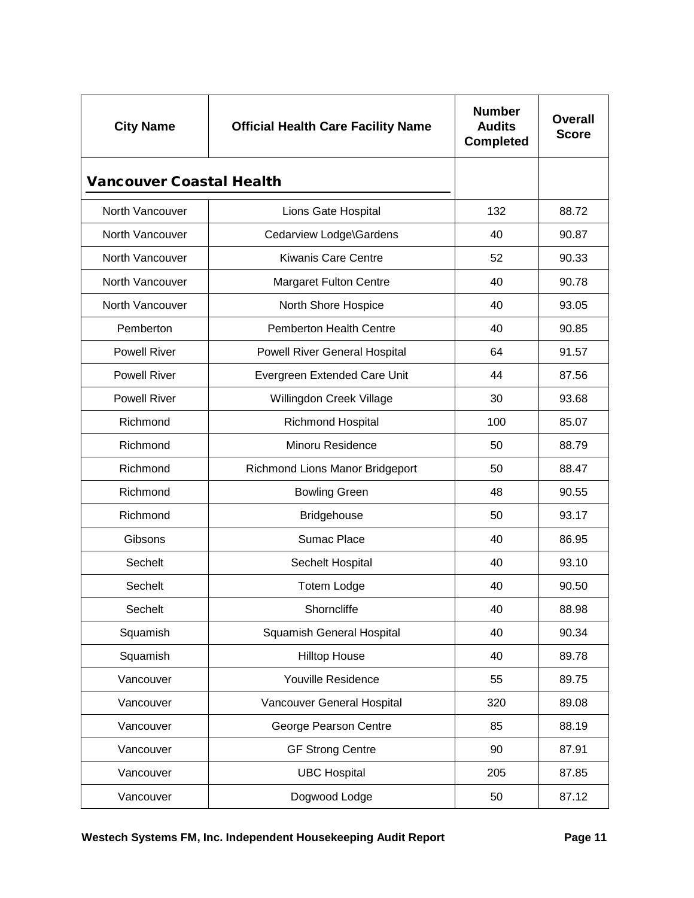| City Name | Official Health Care Facility Name | Number Audits Completed | Overall Score |
|---|---|---|---|
| **Vancouver Coastal Health** | | | |
| North Vancouver | Lions Gate Hospital | 132 | 88.72 |
| North Vancouver | Cedarview Lodge\Gardens | 40 | 90.87 |
| North Vancouver | Kiwanis Care Centre | 52 | 90.33 |
| North Vancouver | Margaret Fulton Centre | 40 | 90.78 |
| North Vancouver | North Shore Hospice | 40 | 93.05 |
| Pemberton | Pemberton Health Centre | 40 | 90.85 |
| Powell River | Powell River General Hospital | 64 | 91.57 |
| Powell River | Evergreen Extended Care Unit | 44 | 87.56 |
| Powell River | Willingdon Creek Village | 30 | 93.68 |
| Richmond | Richmond Hospital | 100 | 85.07 |
| Richmond | Minoru Residence | 50 | 88.79 |
| Richmond | Richmond Lions Manor Bridgeport | 50 | 88.47 |
| Richmond | Bowling Green | 48 | 90.55 |
| Richmond | Bridgehouse | 50 | 93.17 |
| Gibsons | Sumac Place | 40 | 86.95 |
| Sechelt | Sechelt Hospital | 40 | 93.10 |
| Sechelt | Totem Lodge | 40 | 90.50 |
| Sechelt | Shorncliffe | 40 | 88.98 |
| Squamish | Squamish General Hospital | 40 | 90.34 |
| Squamish | Hilltop House | 40 | 89.78 |
| Vancouver | Youville Residence | 55 | 89.75 |
| Vancouver | Vancouver General Hospital | 320 | 89.08 |
| Vancouver | George Pearson Centre | 85 | 88.19 |
| Vancouver | GF Strong Centre | 90 | 87.91 |
| Vancouver | UBC Hospital | 205 | 87.85 |
| Vancouver | Dogwood Lodge | 50 | 87.12 |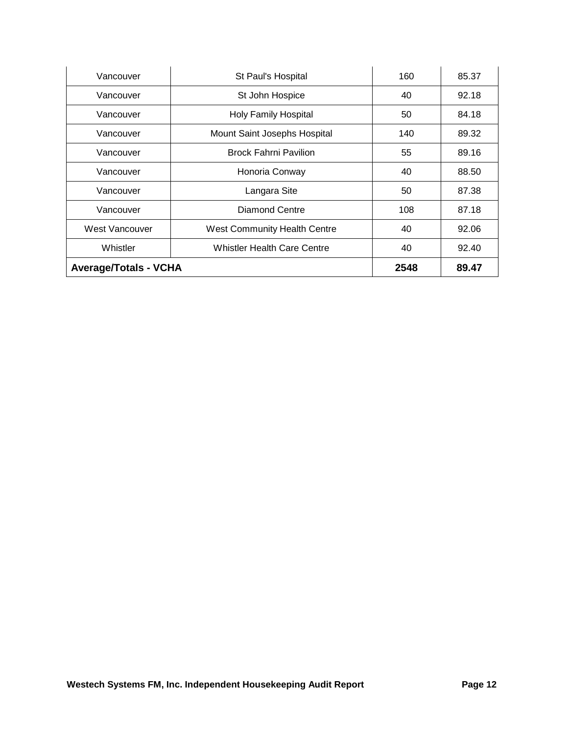| Vancouver | St Paul's Hospital | 160 | 85.37 |
|---|---|---|---|
| Vancouver | St John Hospice | 40 | 92.18 |
| Vancouver | Holy Family Hospital | 50 | 84.18 |
| Vancouver | Mount Saint Josephs Hospital | 140 | 89.32 |
| Vancouver | Brock Fahrni Pavilion | 55 | 89.16 |
| Vancouver | Honoria Conway | 40 | 88.50 |
| Vancouver | Langara Site | 50 | 87.38 |
| Vancouver | Diamond Centre | 108 | 87.18 |
| West Vancouver | West Community Health Centre | 40 | 92.06 |
| Whistler | Whistler Health Care Centre | 40 | 92.40 |
| **Average/Totals - VCHA** | | **2548** | **89.47** |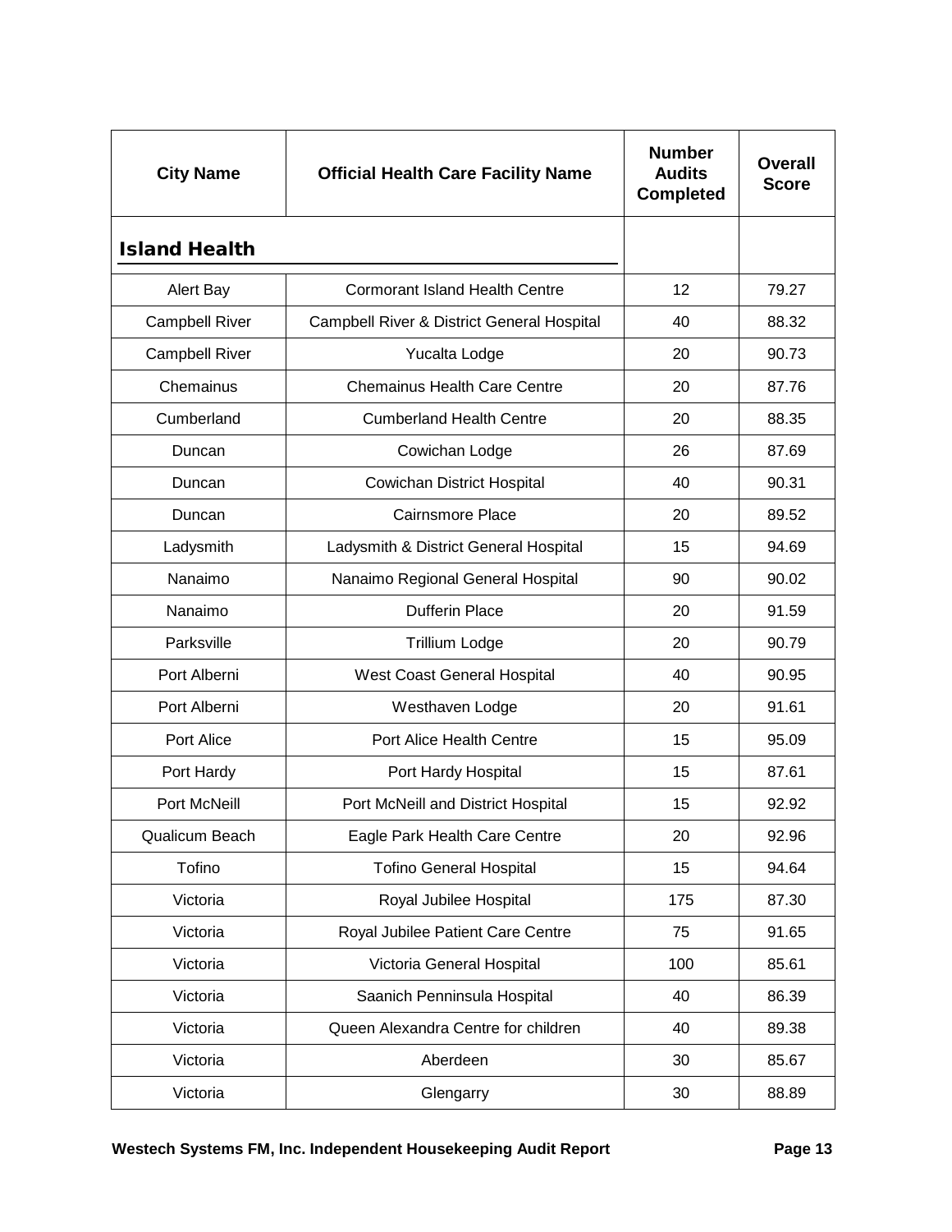| City Name | Official Health Care Facility Name | Number Audits Completed | Overall Score |
|---|---|---|---|
| **Island Health** | | | |
| Alert Bay | Cormorant Island Health Centre | 12 | 79.27 |
| Campbell River | Campbell River & District General Hospital | 40 | 88.32 |
| Campbell River | Yucalta Lodge | 20 | 90.73 |
| Chemainus | Chemainus Health Care Centre | 20 | 87.76 |
| Cumberland | Cumberland Health Centre | 20 | 88.35 |
| Duncan | Cowichan Lodge | 26 | 87.69 |
| Duncan | Cowichan District Hospital | 40 | 90.31 |
| Duncan | Cairnsmore Place | 20 | 89.52 |
| Ladysmith | Ladysmith & District General Hospital | 15 | 94.69 |
| Nanaimo | Nanaimo Regional General Hospital | 90 | 90.02 |
| Nanaimo | Dufferin Place | 20 | 91.59 |
| Parksville | Trillium Lodge | 20 | 90.79 |
| Port Alberni | West Coast General Hospital | 40 | 90.95 |
| Port Alberni | Westhaven Lodge | 20 | 91.61 |
| Port Alice | Port Alice Health Centre | 15 | 95.09 |
| Port Hardy | Port Hardy Hospital | 15 | 87.61 |
| Port McNeill | Port McNeill and District Hospital | 15 | 92.92 |
| Qualicum Beach | Eagle Park Health Care Centre | 20 | 92.96 |
| Tofino | Tofino General Hospital | 15 | 94.64 |
| Victoria | Royal Jubilee Hospital | 175 | 87.30 |
| Victoria | Royal Jubilee Patient Care Centre | 75 | 91.65 |
| Victoria | Victoria General Hospital | 100 | 85.61 |
| Victoria | Saanich Penninsula Hospital | 40 | 86.39 |
| Victoria | Queen Alexandra Centre for children | 40 | 89.38 |
| Victoria | Aberdeen | 30 | 85.67 |
| Victoria | Glengarry | 30 | 88.89 |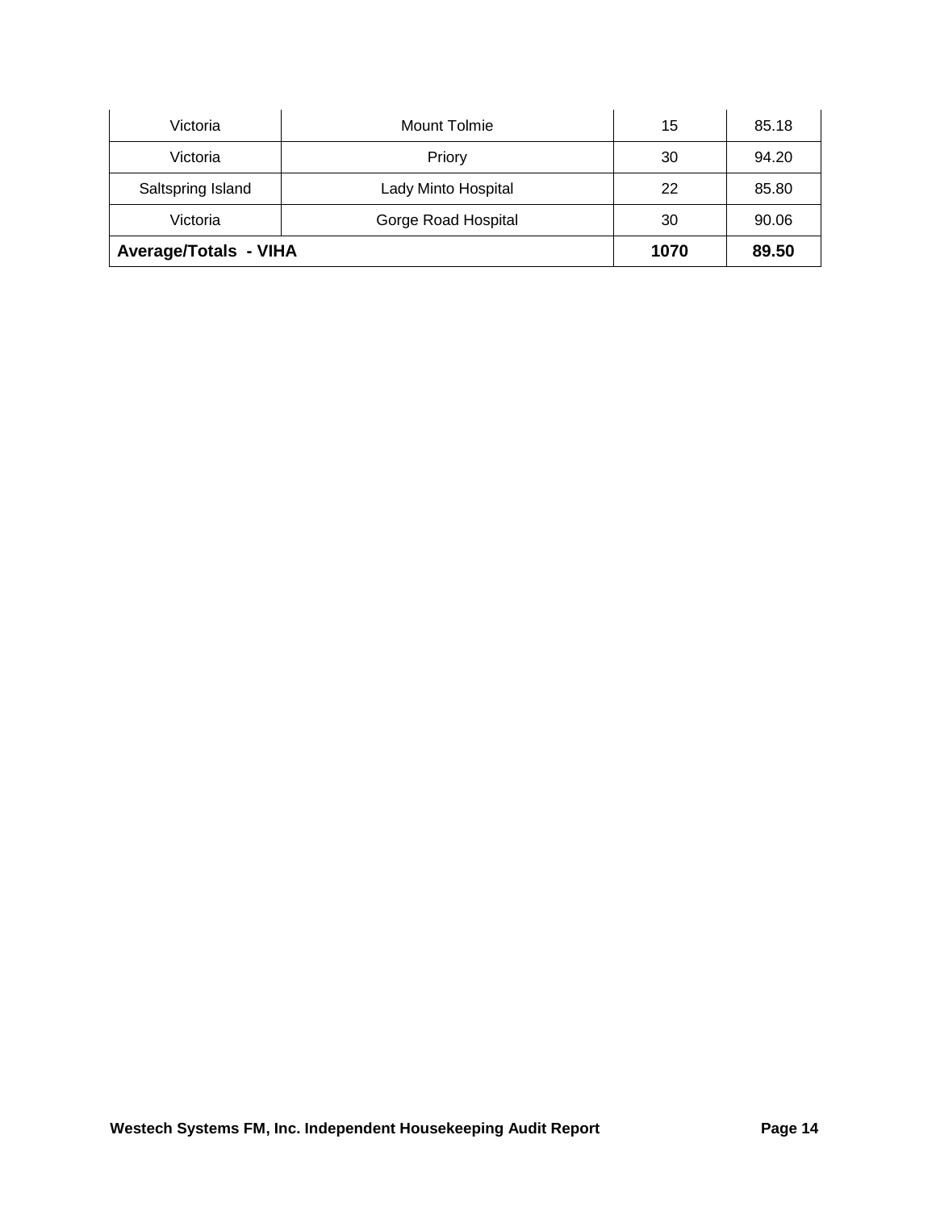| | | | |
|---|---|---|---|
| Victoria | Mount Tolmie | 15 | 85.18 |
| Victoria | Priory | 30 | 94.20 |
| Saltspring Island | Lady Minto Hospital | 22 | 85.80 |
| Victoria | Gorge Road Hospital | 30 | 90.06 |
| **Average/Totals - VIHA** | | **1070** | **89.50** |